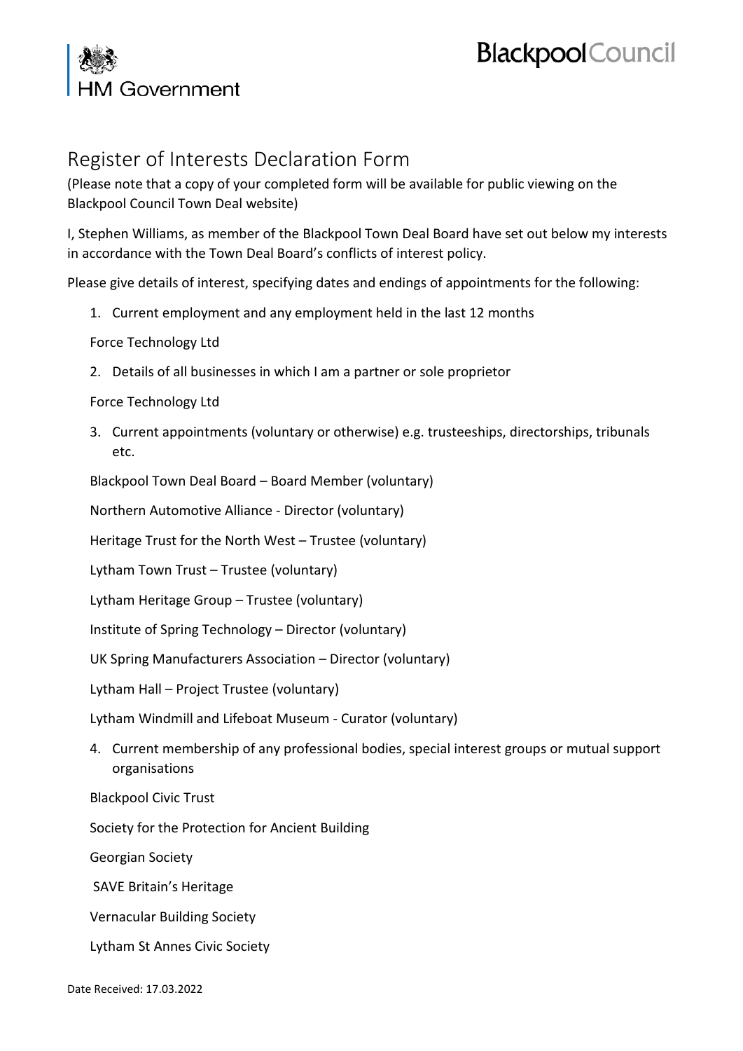# Register of Interests Declaration Form

(Please note that a copy of your completed form will be available for public viewing on the Blackpool Council Town Deal website)

I, Stephen Williams, as member of the Blackpool Town Deal Board have set out below my interests in accordance with the Town Deal Board's conflicts of interest policy.

Please give details of interest, specifying dates and endings of appointments for the following:

1. Current employment and any employment held in the last 12 months

Force Technology Ltd

2. Details of all businesses in which I am a partner or sole proprietor

Force Technology Ltd

3. Current appointments (voluntary or otherwise) e.g. trusteeships, directorships, tribunals etc.

Blackpool Town Deal Board – Board Member (voluntary)

Northern Automotive Alliance - Director (voluntary)

Heritage Trust for the North West – Trustee (voluntary)

Lytham Town Trust – Trustee (voluntary)

Lytham Heritage Group – Trustee (voluntary)

Institute of Spring Technology – Director (voluntary)

UK Spring Manufacturers Association – Director (voluntary)

Lytham Hall – Project Trustee (voluntary)

Lytham Windmill and Lifeboat Museum - Curator (voluntary)

4. Current membership of any professional bodies, special interest groups or mutual support organisations

Blackpool Civic Trust

Society for the Protection for Ancient Building

Georgian Society

SAVE Britain's Heritage

Vernacular Building Society

Lytham St Annes Civic Society

Date Received: 17.03.2022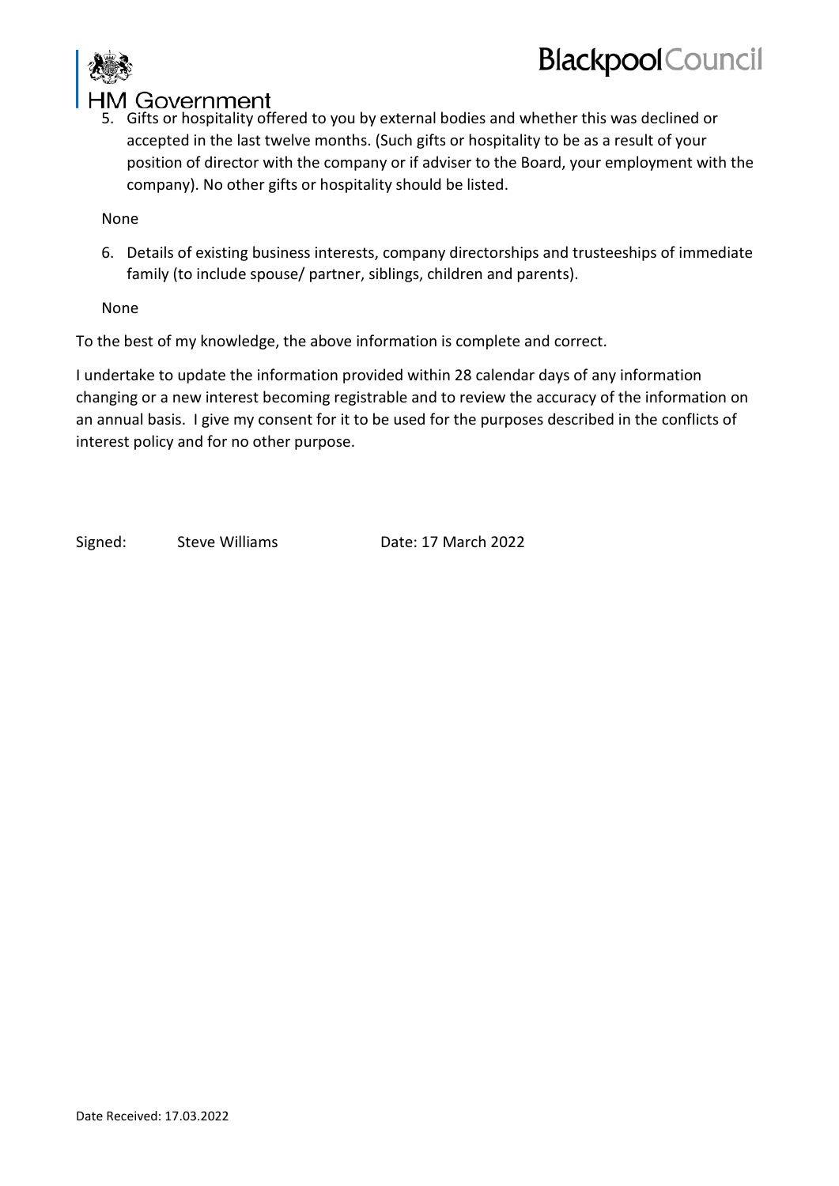5. Gifts or hospitality offered to you by external bodies and whether this was declined or accepted in the last twelve months. (Such gifts or hospitality to be as a result of your position of director with the company or if adviser to the Board, your employment with the company). No other gifts or hospitality should be listed.

None

6. Details of existing business interests, company directorships and trusteeships of immediate family (to include spouse/ partner, siblings, children and parents).

None

To the best of my knowledge, the above information is complete and correct.

I undertake to update the information provided within 28 calendar days of any information changing or a new interest becoming registrable and to review the accuracy of the information on an annual basis. I give my consent for it to be used for the purposes described in the conflicts of interest policy and for no other purpose.

Signed: Steve Williams Date: 17 March 2022

Date Received: 17.03.2022